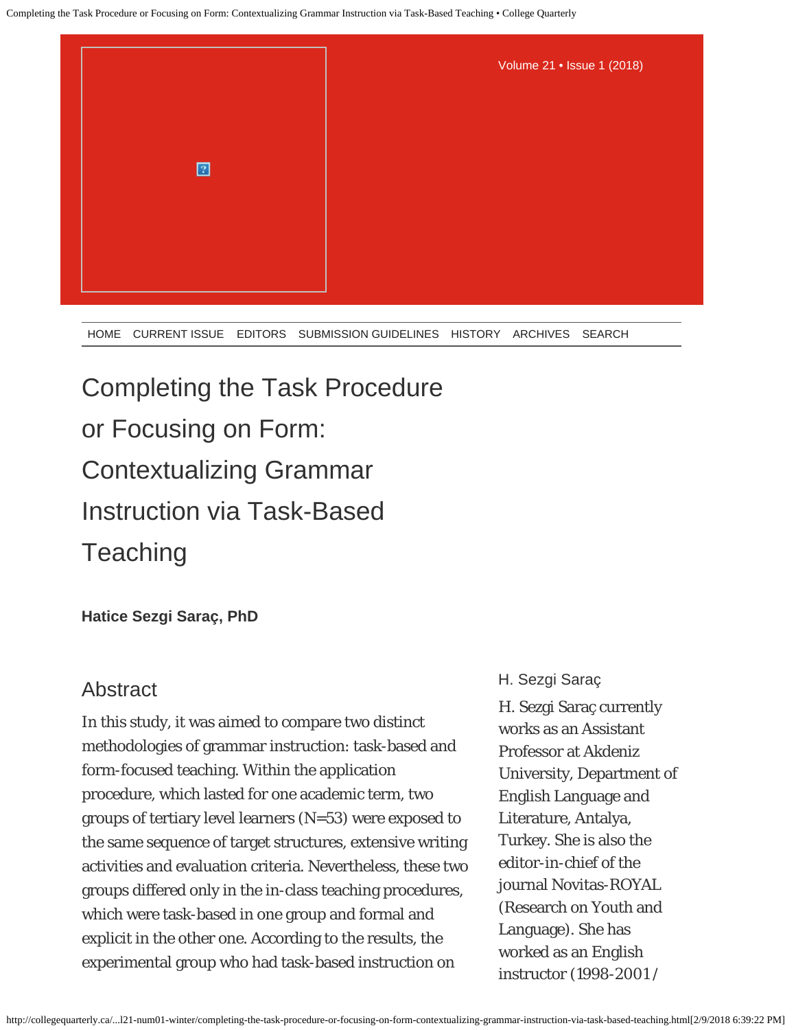# Completing the Task Procedure or Focusing on Form: Contextualizing Grammar Instruction via Task-Based Teaching

**Hatice Sezgi Saraç, PhD**

## Abstract

In this study, it was aimed to compare two distinct methodologies of grammar instruction: task-based and form-focused teaching. Within the application procedure, which lasted for one academic term, two groups of tertiary level learners (N=53) were exposed to the same sequence of target structures, extensive writing activities and evaluation criteria. Nevertheless, these two groups differed only in the in-class teaching procedures, which were task-based in one group and formal and explicit in the other one. According to the results, the experimental group who had task-based instruction on

H. Sezgi Saraç

H. Sezgi Saraç currently works as an Assistant Professor at Akdeniz University, Department of English Language and Literature, Antalya, Turkey. She is also the editor-in-chief of the journal Novitas-ROYAL (Research on Youth and Language). She has worked as an English instructor (1998-2001/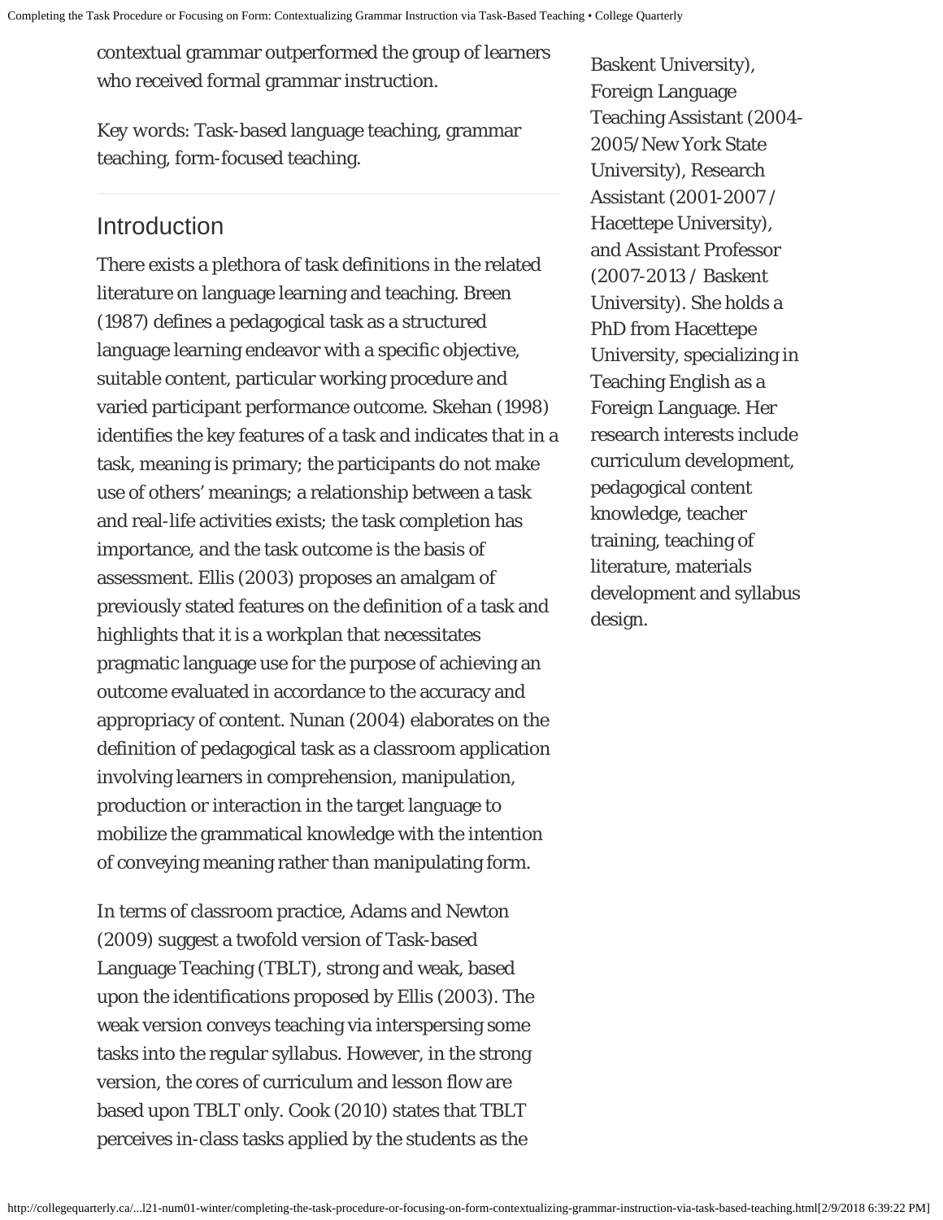contextual grammar outperformed the group of learners who received formal grammar instruction.

Key words: Task-based language teaching, grammar teaching, form-focused teaching.

Baskent University), Foreign Language Teaching Assistant (2004-2005/New York State University), Research Assistant (2001-2007 / Hacettepe University), and Assistant Professor (2007-2013 / Baskent University). She holds a PhD from Hacettepe University, specializing in Teaching English as a Foreign Language. Her research interests include curriculum development, pedagogical content knowledge, teacher training, teaching of literature, materials development and syllabus design.

## Introduction

There exists a plethora of task definitions in the related literature on language learning and teaching. Breen (1987) defines a pedagogical task as a structured language learning endeavor with a specific objective, suitable content, particular working procedure and varied participant performance outcome. Skehan (1998) identifies the key features of a task and indicates that in a task, meaning is primary; the participants do not make use of others' meanings; a relationship between a task and real-life activities exists; the task completion has importance, and the task outcome is the basis of assessment. Ellis (2003) proposes an amalgam of previously stated features on the definition of a task and highlights that it is a workplan that necessitates pragmatic language use for the purpose of achieving an outcome evaluated in accordance to the accuracy and appropriacy of content. Nunan (2004) elaborates on the definition of pedagogical task as a classroom application involving learners in comprehension, manipulation, production or interaction in the target language to mobilize the grammatical knowledge with the intention of conveying meaning rather than manipulating form.

In terms of classroom practice, Adams and Newton (2009) suggest a twofold version of Task-based Language Teaching (TBLT), strong and weak, based upon the identifications proposed by Ellis (2003). The weak version conveys teaching via interspersing some tasks into the regular syllabus. However, in the strong version, the cores of curriculum and lesson flow are based upon TBLT only. Cook (2010) states that TBLT perceives in-class tasks applied by the students as the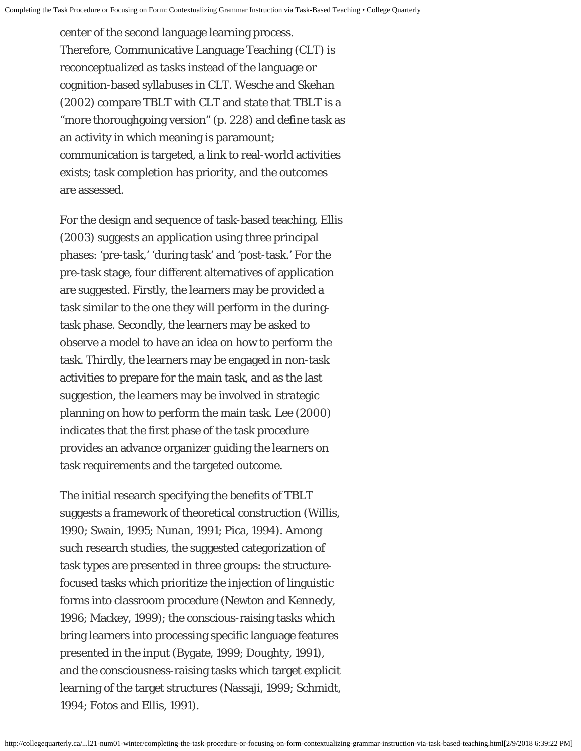center of the second language learning process. Therefore, Communicative Language Teaching (CLT) is reconceptualized as tasks instead of the language or cognition-based syllabuses in CLT. Wesche and Skehan (2002) compare TBLT with CLT and state that TBLT is a "more thoroughgoing version" (p. 228) and define task as an activity in which meaning is paramount; communication is targeted, a link to real-world activities exists; task completion has priority, and the outcomes are assessed.

For the design and sequence of task-based teaching, Ellis (2003) suggests an application using three principal phases: 'pre-task,' 'during task' and 'post-task.' For the pre-task stage, four different alternatives of application are suggested. Firstly, the learners may be provided a task similar to the one they will perform in the during-task phase. Secondly, the learners may be asked to observe a model to have an idea on how to perform the task. Thirdly, the learners may be engaged in non-task activities to prepare for the main task, and as the last suggestion, the learners may be involved in strategic planning on how to perform the main task. Lee (2000) indicates that the first phase of the task procedure provides an advance organizer guiding the learners on task requirements and the targeted outcome.

The initial research specifying the benefits of TBLT suggests a framework of theoretical construction (Willis, 1990; Swain, 1995; Nunan, 1991; Pica, 1994). Among such research studies, the suggested categorization of task types are presented in three groups: the structure-focused tasks which prioritize the injection of linguistic forms into classroom procedure (Newton and Kennedy, 1996; Mackey, 1999); the conscious-raising tasks which bring learners into processing specific language features presented in the input (Bygate, 1999; Doughty, 1991), and the consciousness-raising tasks which target explicit learning of the target structures (Nassaji, 1999; Schmidt, 1994; Fotos and Ellis, 1991).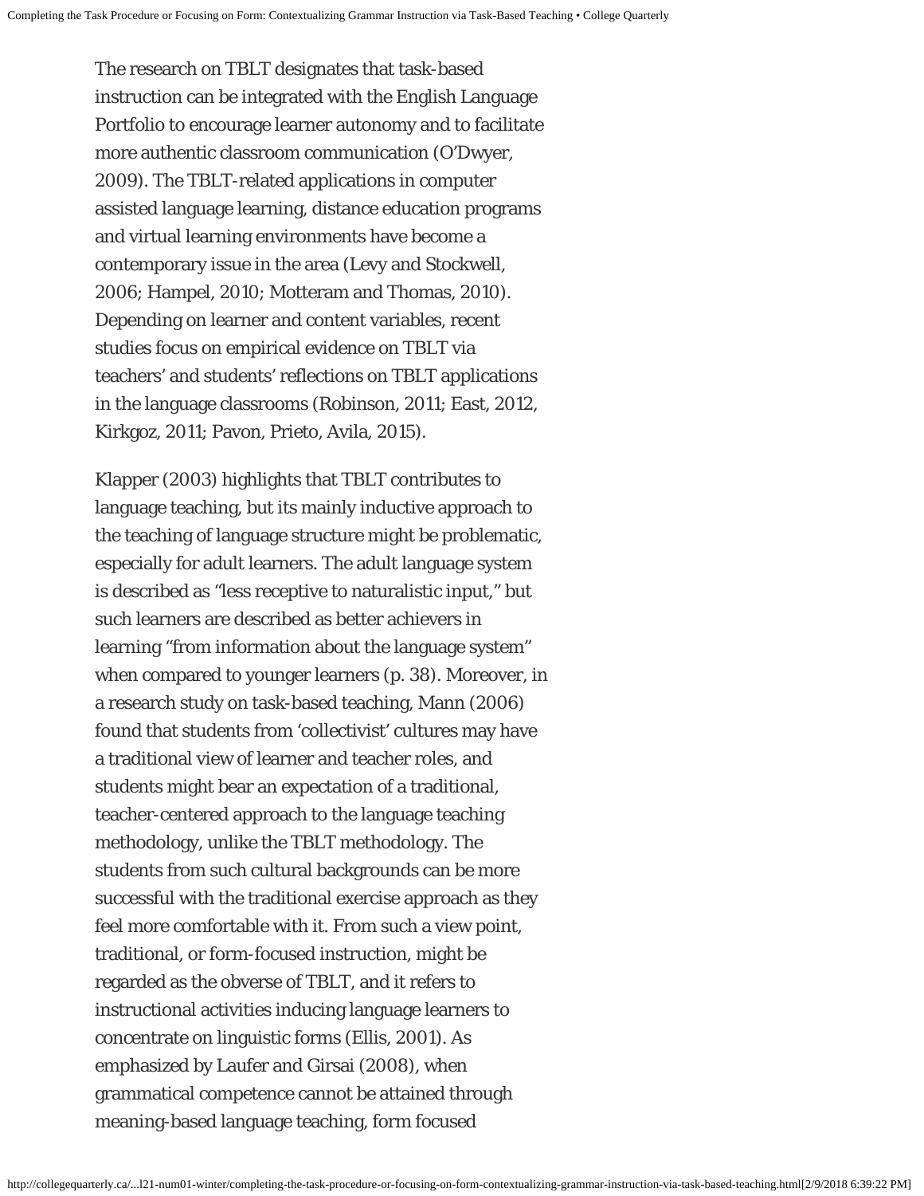The research on TBLT designates that task-based instruction can be integrated with the English Language Portfolio to encourage learner autonomy and to facilitate more authentic classroom communication (O'Dwyer, 2009). The TBLT-related applications in computer assisted language learning, distance education programs and virtual learning environments have become a contemporary issue in the area (Levy and Stockwell, 2006; Hampel, 2010; Motteram and Thomas, 2010). Depending on learner and content variables, recent studies focus on empirical evidence on TBLT via teachers' and students' reflections on TBLT applications in the language classrooms (Robinson, 2011; East, 2012, Kirkgoz, 2011; Pavon, Prieto, Avila, 2015).

Klapper (2003) highlights that TBLT contributes to language teaching, but its mainly inductive approach to the teaching of language structure might be problematic, especially for adult learners. The adult language system is described as "less receptive to naturalistic input," but such learners are described as better achievers in learning "from information about the language system" when compared to younger learners (p. 38). Moreover, in a research study on task-based teaching, Mann (2006) found that students from 'collectivist' cultures may have a traditional view of learner and teacher roles, and students might bear an expectation of a traditional, teacher-centered approach to the language teaching methodology, unlike the TBLT methodology. The students from such cultural backgrounds can be more successful with the traditional exercise approach as they feel more comfortable with it. From such a view point, traditional, or form-focused instruction, might be regarded as the obverse of TBLT, and it refers to instructional activities inducing language learners to concentrate on linguistic forms (Ellis, 2001). As emphasized by Laufer and Girsai (2008), when grammatical competence cannot be attained through meaning-based language teaching, form focused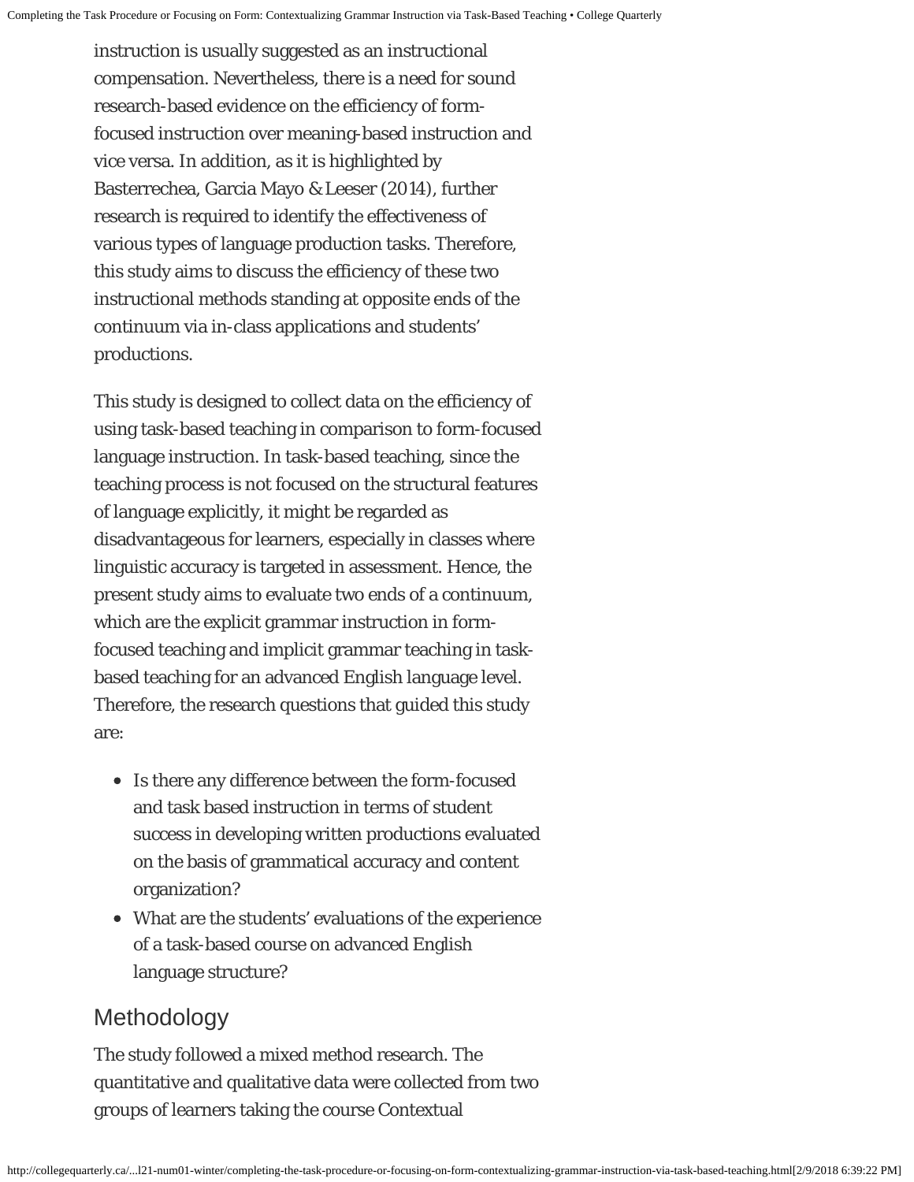instruction is usually suggested as an instructional compensation. Nevertheless, there is a need for sound research-based evidence on the efficiency of form-focused instruction over meaning-based instruction and vice versa. In addition, as it is highlighted by Basterrechea, Garcia Mayo & Leeser (2014), further research is required to identify the effectiveness of various types of language production tasks. Therefore, this study aims to discuss the efficiency of these two instructional methods standing at opposite ends of the continuum via in-class applications and students' productions.

This study is designed to collect data on the efficiency of using task-based teaching in comparison to form-focused language instruction. In task-based teaching, since the teaching process is not focused on the structural features of language explicitly, it might be regarded as disadvantageous for learners, especially in classes where linguistic accuracy is targeted in assessment. Hence, the present study aims to evaluate two ends of a continuum, which are the explicit grammar instruction in form-focused teaching and implicit grammar teaching in task-based teaching for an advanced English language level. Therefore, the research questions that guided this study are:

- Is there any difference between the form-focused and task based instruction in terms of student success in developing written productions evaluated on the basis of grammatical accuracy and content organization?
- What are the students' evaluations of the experience of a task-based course on advanced English language structure?

## Methodology

The study followed a mixed method research. The quantitative and qualitative data were collected from two groups of learners taking the course Contextual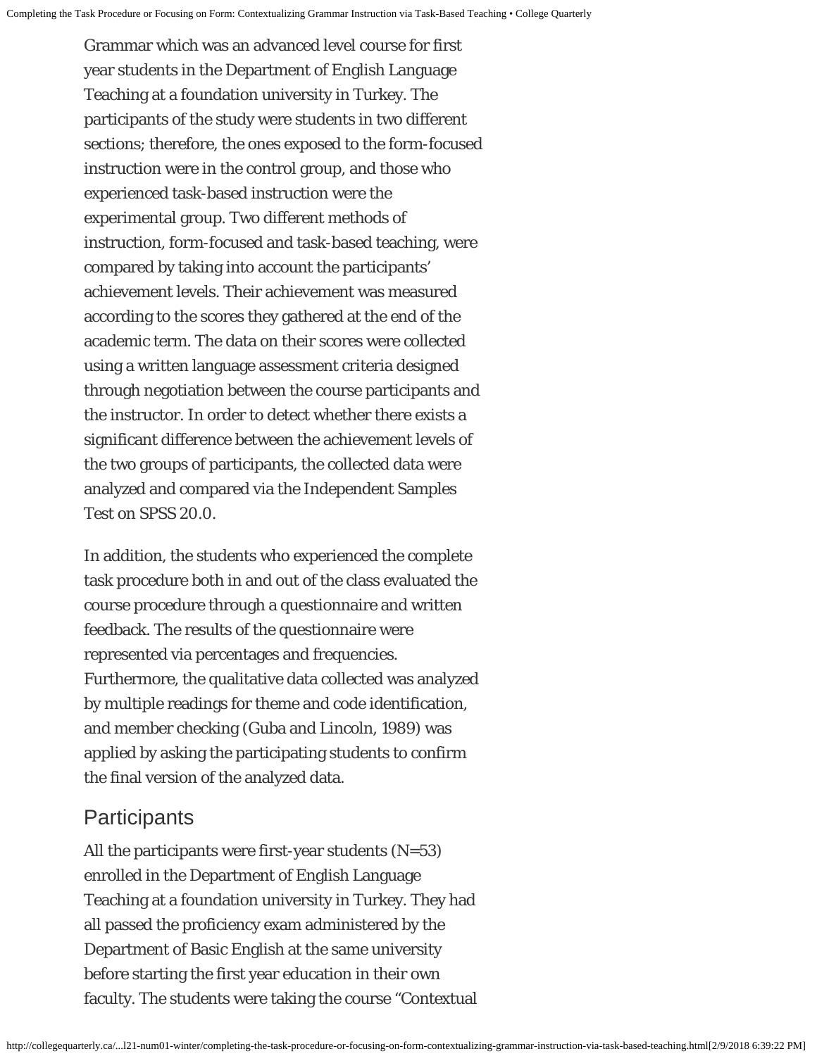Grammar which was an advanced level course for first year students in the Department of English Language Teaching at a foundation university in Turkey. The participants of the study were students in two different sections; therefore, the ones exposed to the form-focused instruction were in the control group, and those who experienced task-based instruction were the experimental group. Two different methods of instruction, form-focused and task-based teaching, were compared by taking into account the participants' achievement levels. Their achievement was measured according to the scores they gathered at the end of the academic term. The data on their scores were collected using a written language assessment criteria designed through negotiation between the course participants and the instructor. In order to detect whether there exists a significant difference between the achievement levels of the two groups of participants, the collected data were analyzed and compared via the Independent Samples Test on SPSS 20.0.

In addition, the students who experienced the complete task procedure both in and out of the class evaluated the course procedure through a questionnaire and written feedback. The results of the questionnaire were represented via percentages and frequencies. Furthermore, the qualitative data collected was analyzed by multiple readings for theme and code identification, and member checking (Guba and Lincoln, 1989) was applied by asking the participating students to confirm the final version of the analyzed data.

## Participants

All the participants were first-year students (N=53) enrolled in the Department of English Language Teaching at a foundation university in Turkey. They had all passed the proficiency exam administered by the Department of Basic English at the same university before starting the first year education in their own faculty. The students were taking the course "Contextual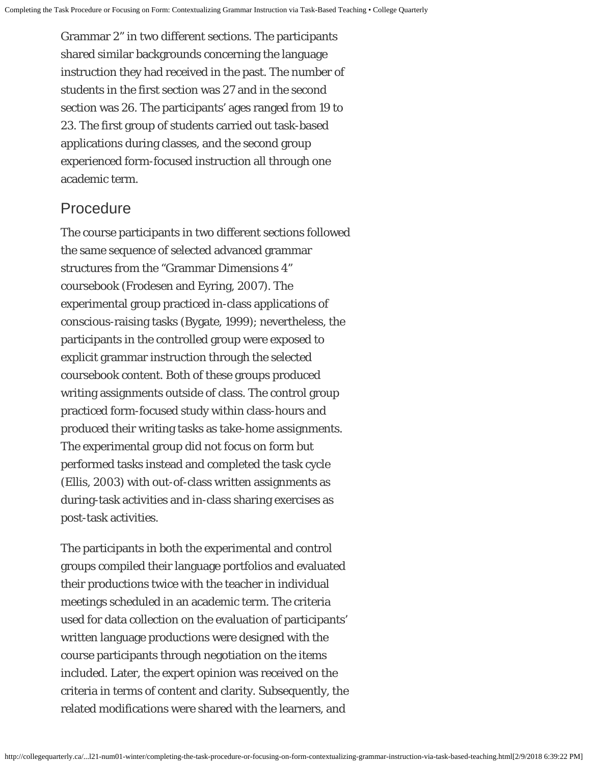Grammar 2" in two different sections. The participants shared similar backgrounds concerning the language instruction they had received in the past. The number of students in the first section was 27 and in the second section was 26. The participants' ages ranged from 19 to 23. The first group of students carried out task-based applications during classes, and the second group experienced form-focused instruction all through one academic term.

## Procedure

The course participants in two different sections followed the same sequence of selected advanced grammar structures from the "Grammar Dimensions 4" coursebook (Frodesen and Eyring, 2007). The experimental group practiced in-class applications of conscious-raising tasks (Bygate, 1999); nevertheless, the participants in the controlled group were exposed to explicit grammar instruction through the selected coursebook content. Both of these groups produced writing assignments outside of class. The control group practiced form-focused study within class-hours and produced their writing tasks as take-home assignments. The experimental group did not focus on form but performed tasks instead and completed the task cycle (Ellis, 2003) with out-of-class written assignments as during-task activities and in-class sharing exercises as post-task activities.

The participants in both the experimental and control groups compiled their language portfolios and evaluated their productions twice with the teacher in individual meetings scheduled in an academic term. The criteria used for data collection on the evaluation of participants' written language productions were designed with the course participants through negotiation on the items included. Later, the expert opinion was received on the criteria in terms of content and clarity. Subsequently, the related modifications were shared with the learners, and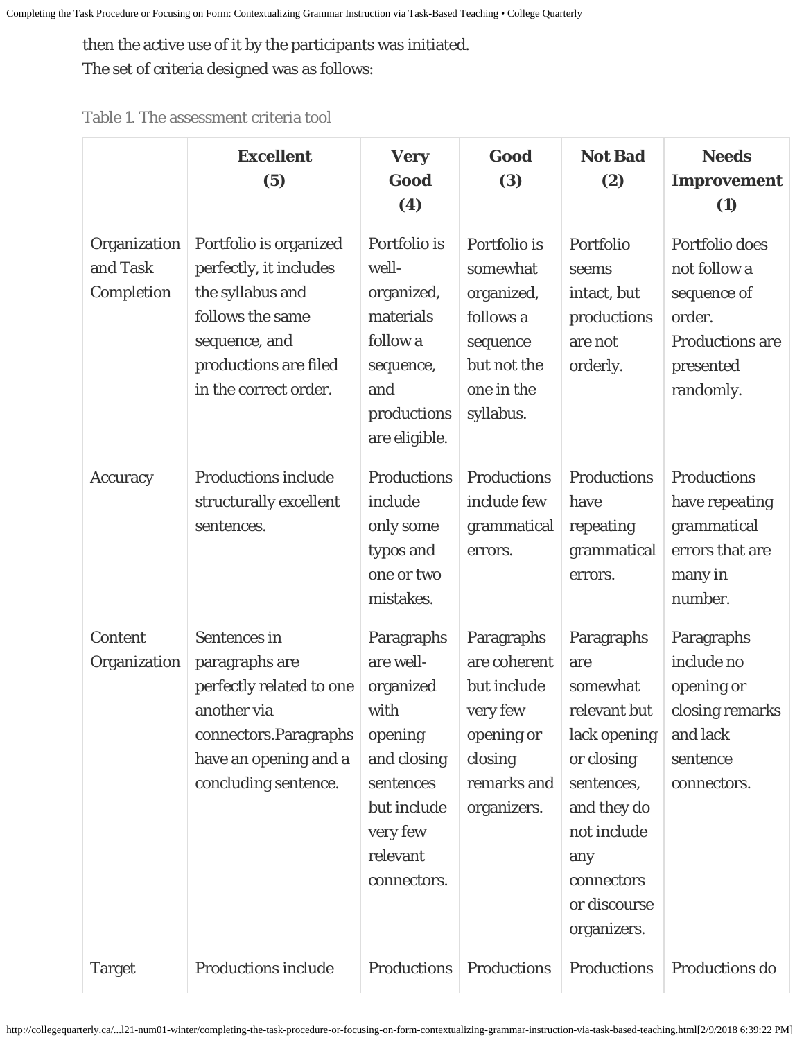then the active use of it by the participants was initiated.

The set of criteria designed was as follows:

Table 1. The assessment criteria tool

| | Excellent (5) | Very Good (4) | Good (3) | Not Bad (2) | Needs Improvement (1) |
|---|---|---|---|---|---|
| Organization and Task Completion | Portfolio is organized perfectly, it includes the syllabus and follows the same sequence, and productions are filed in the correct order. | Portfolio is well-organized, materials follow a sequence, and productions are eligible. | Portfolio is somewhat organized, follows a sequence but not the one in the syllabus. | Portfolio seems intact, but productions are not orderly. | Portfolio does not follow a sequence of order. Productions are presented randomly. |
| Accuracy | Productions include structurally excellent sentences. | Productions include only some typos and one or two mistakes. | Productions include few grammatical errors. | Productions have repeating grammatical errors. | Productions have repeating grammatical errors that are many in number. |
| Content Organization | Sentences in paragraphs are perfectly related to one another via connectors.Paragraphs have an opening and a concluding sentence. | Paragraphs are well-organized with opening and closing sentences but include very few relevant connectors. | Paragraphs are coherent but include very few opening or closing remarks and organizers. | Paragraphs are somewhat relevant but lack opening or closing sentences, and they do not include any connectors or discourse organizers. | Paragraphs include no opening or closing remarks and lack sentence connectors. |
| Target | Productions include | Productions | Productions | Productions | Productions do |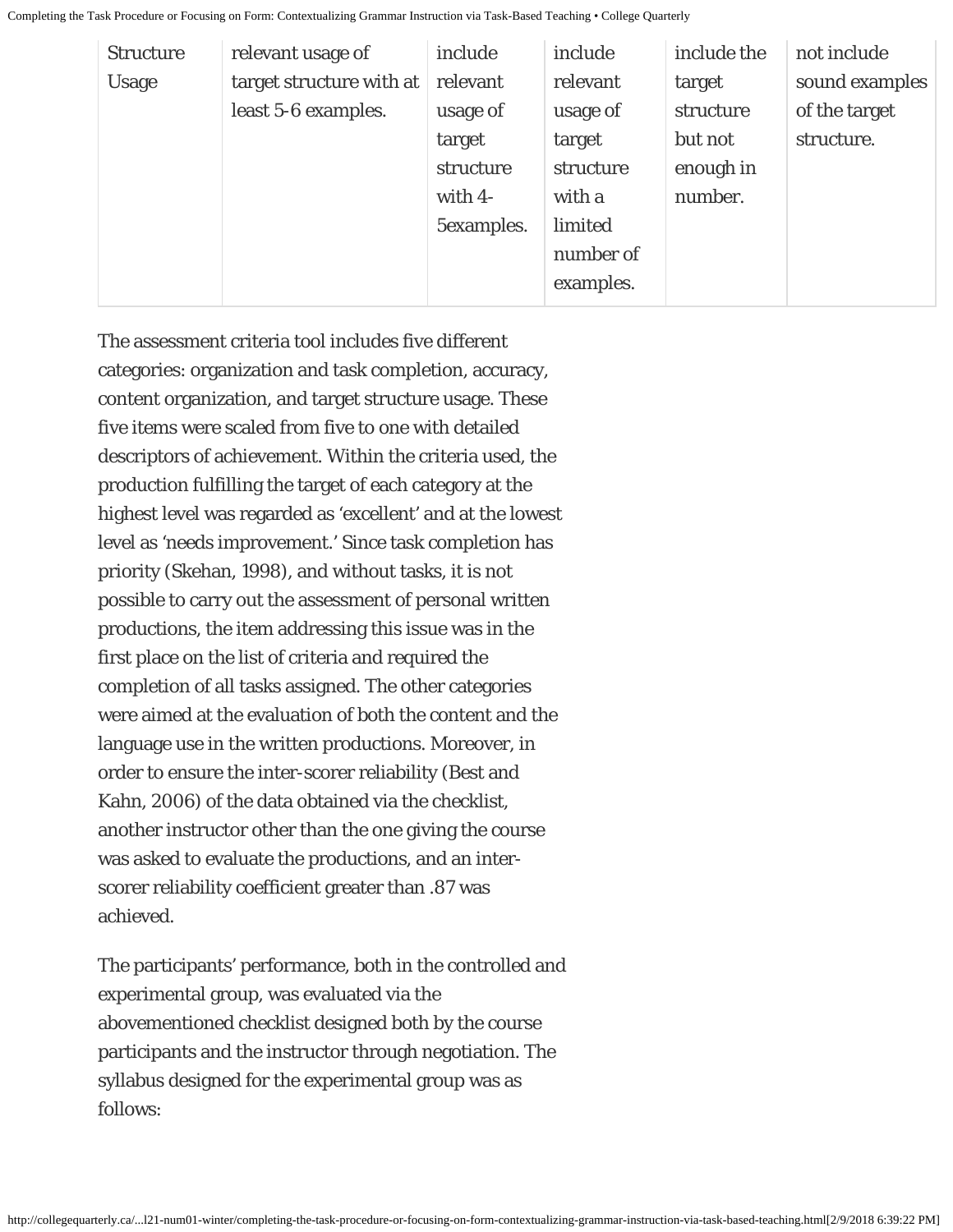| Structure Usage | relevant usage of target structure with at least 5-6 examples. | include relevant usage of target structure with 4-5examples. | include relevant usage of target structure with a limited number of examples. | include the target structure but not enough in number. | not include sound examples of the target structure. |
|---|---|---|---|---|---|

The assessment criteria tool includes five different categories: organization and task completion, accuracy, content organization, and target structure usage. These five items were scaled from five to one with detailed descriptors of achievement. Within the criteria used, the production fulfilling the target of each category at the highest level was regarded as 'excellent' and at the lowest level as 'needs improvement.' Since task completion has priority (Skehan, 1998), and without tasks, it is not possible to carry out the assessment of personal written productions, the item addressing this issue was in the first place on the list of criteria and required the completion of all tasks assigned. The other categories were aimed at the evaluation of both the content and the language use in the written productions. Moreover, in order to ensure the inter-scorer reliability (Best and Kahn, 2006) of the data obtained via the checklist, another instructor other than the one giving the course was asked to evaluate the productions, and an inter-scorer reliability coefficient greater than .87 was achieved.

The participants' performance, both in the controlled and experimental group, was evaluated via the abovementioned checklist designed both by the course participants and the instructor through negotiation. The syllabus designed for the experimental group was as follows: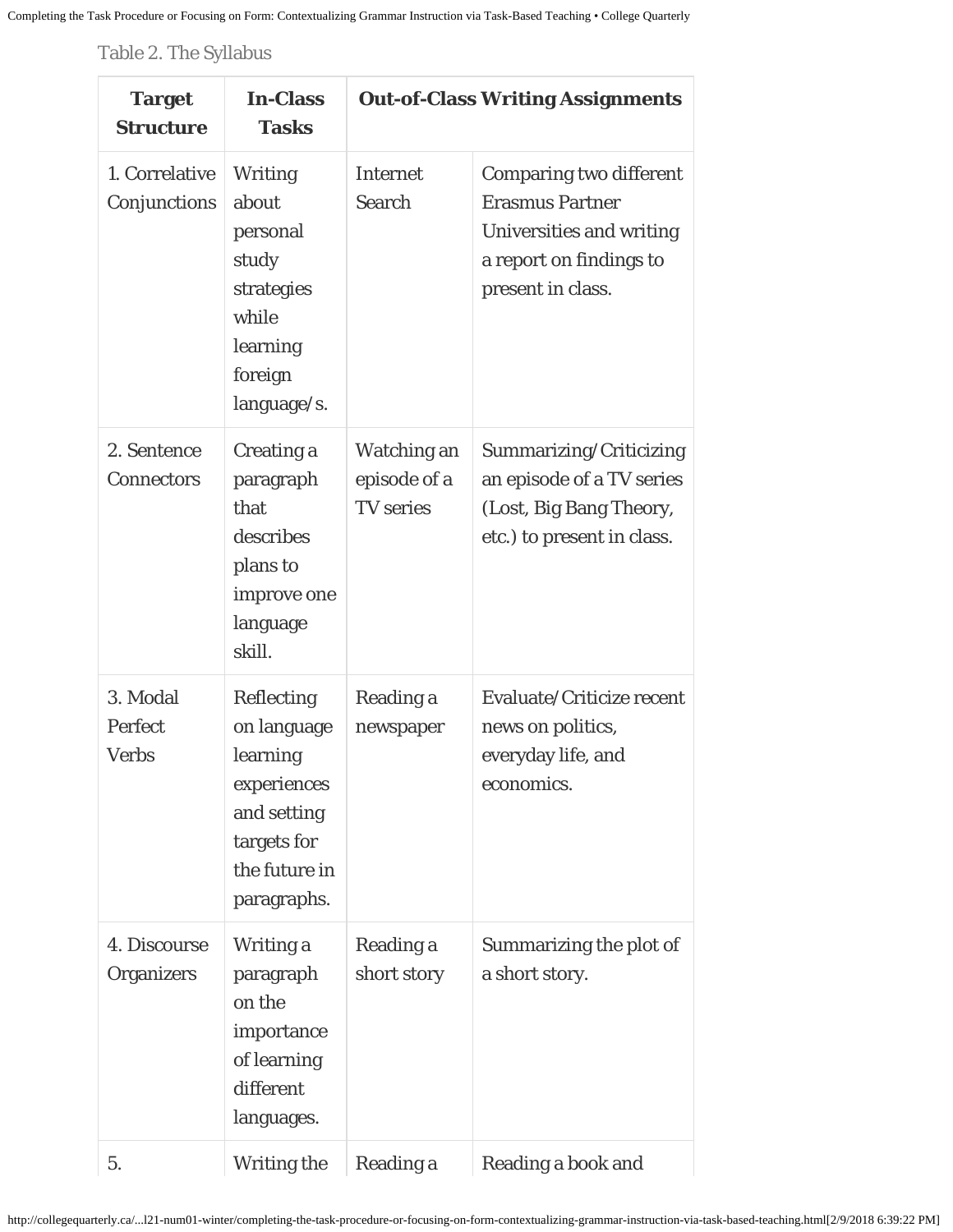Table 2. The Syllabus

| Target Structure | In-Class Tasks | Out-of-Class Writing Assignments | |
|---|---|---|---|
| 1. Correlative Conjunctions | Writing about personal study strategies while learning foreign language/s. | Internet Search | Comparing two different Erasmus Partner Universities and writing a report on findings to present in class. |
| 2. Sentence Connectors | Creating a paragraph that describes plans to improve one language skill. | Watching an episode of a TV series | Summarizing/Criticizing an episode of a TV series (Lost, Big Bang Theory, etc.) to present in class. |
| 3. Modal Perfect Verbs | Reflecting on language learning experiences and setting targets for the future in paragraphs. | Reading a newspaper | Evaluate/Criticize recent news on politics, everyday life, and economics. |
| 4. Discourse Organizers | Writing a paragraph on the importance of learning different languages. | Reading a short story | Summarizing the plot of a short story. |
| 5. | Writing the | Reading a | Reading a book and |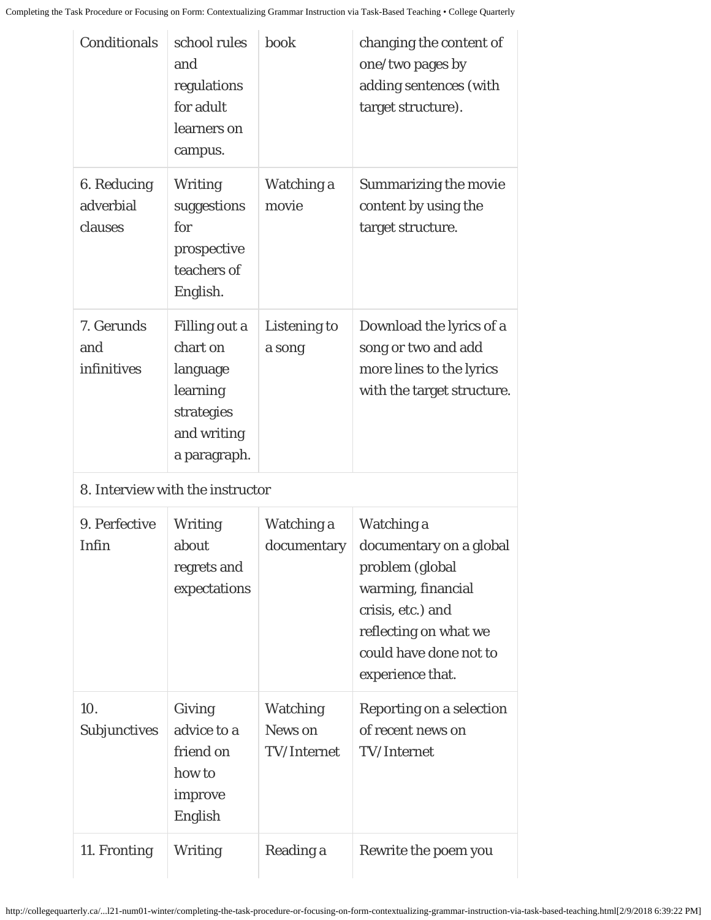| | | | |
|---|---|---|---|
| Conditionals | school rules and regulations for adult learners on campus. | book | changing the content of one/two pages by adding sentences (with target structure). |
| 6. Reducing adverbial clauses | Writing suggestions for prospective teachers of English. | Watching a movie | Summarizing the movie content by using the target structure. |
| 7. Gerunds and infinitives | Filling out a chart on language learning strategies and writing a paragraph. | Listening to a song | Download the lyrics of a song or two and add more lines to the lyrics with the target structure. |
| 8. Interview with the instructor | | | |
| 9. Perfective Infin | Writing about regrets and expectations | Watching a documentary | Watching a documentary on a global problem (global warming, financial crisis, etc.) and reflecting on what we could have done not to experience that. |
| 10. Subjunctives | Giving advice to a friend on how to improve English | Watching News on TV/Internet | Reporting on a selection of recent news on TV/Internet |
| 11. Fronting | Writing | Reading a | Rewrite the poem you |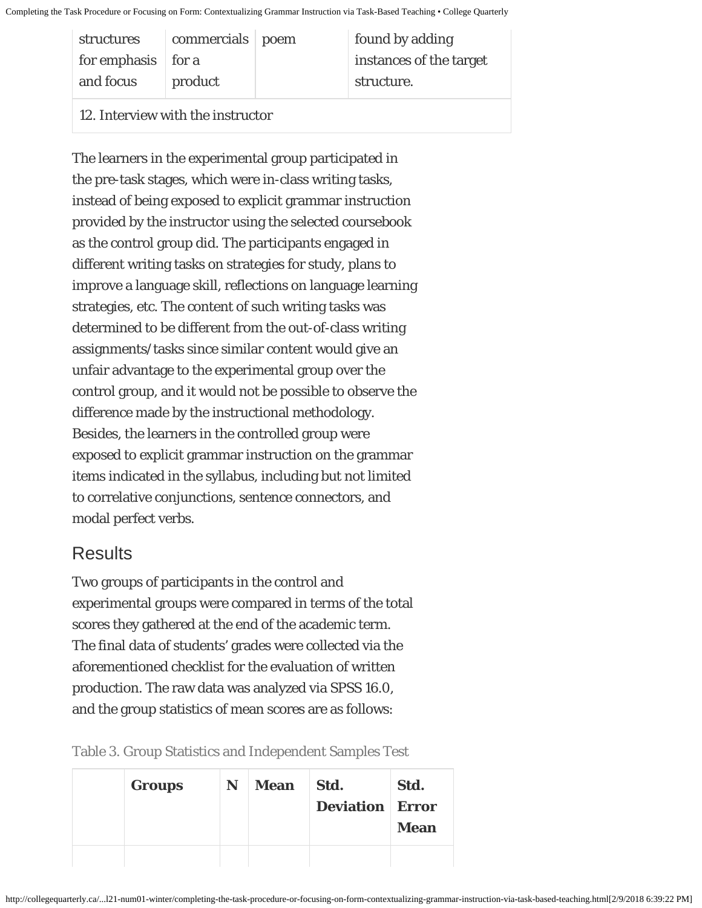| structures for emphasis and focus | commercials for a product | poem | found by adding instances of the target structure. |
|---|---|---|---|
| 12. Interview with the instructor | | | |

The learners in the experimental group participated in the pre-task stages, which were in-class writing tasks, instead of being exposed to explicit grammar instruction provided by the instructor using the selected coursebook as the control group did. The participants engaged in different writing tasks on strategies for study, plans to improve a language skill, reflections on language learning strategies, etc. The content of such writing tasks was determined to be different from the out-of-class writing assignments/tasks since similar content would give an unfair advantage to the experimental group over the control group, and it would not be possible to observe the difference made by the instructional methodology. Besides, the learners in the controlled group were exposed to explicit grammar instruction on the grammar items indicated in the syllabus, including but not limited to correlative conjunctions, sentence connectors, and modal perfect verbs.

## Results

Two groups of participants in the control and experimental groups were compared in terms of the total scores they gathered at the end of the academic term. The final data of students' grades were collected via the aforementioned checklist for the evaluation of written production. The raw data was analyzed via SPSS 16.0, and the group statistics of mean scores are as follows:

Table 3. Group Statistics and Independent Samples Test

| | **Groups** | **N** | **Mean** | **Std. Deviation** | **Std. Error Mean** |
|---|---|---|---|---|---|
| | | | | | |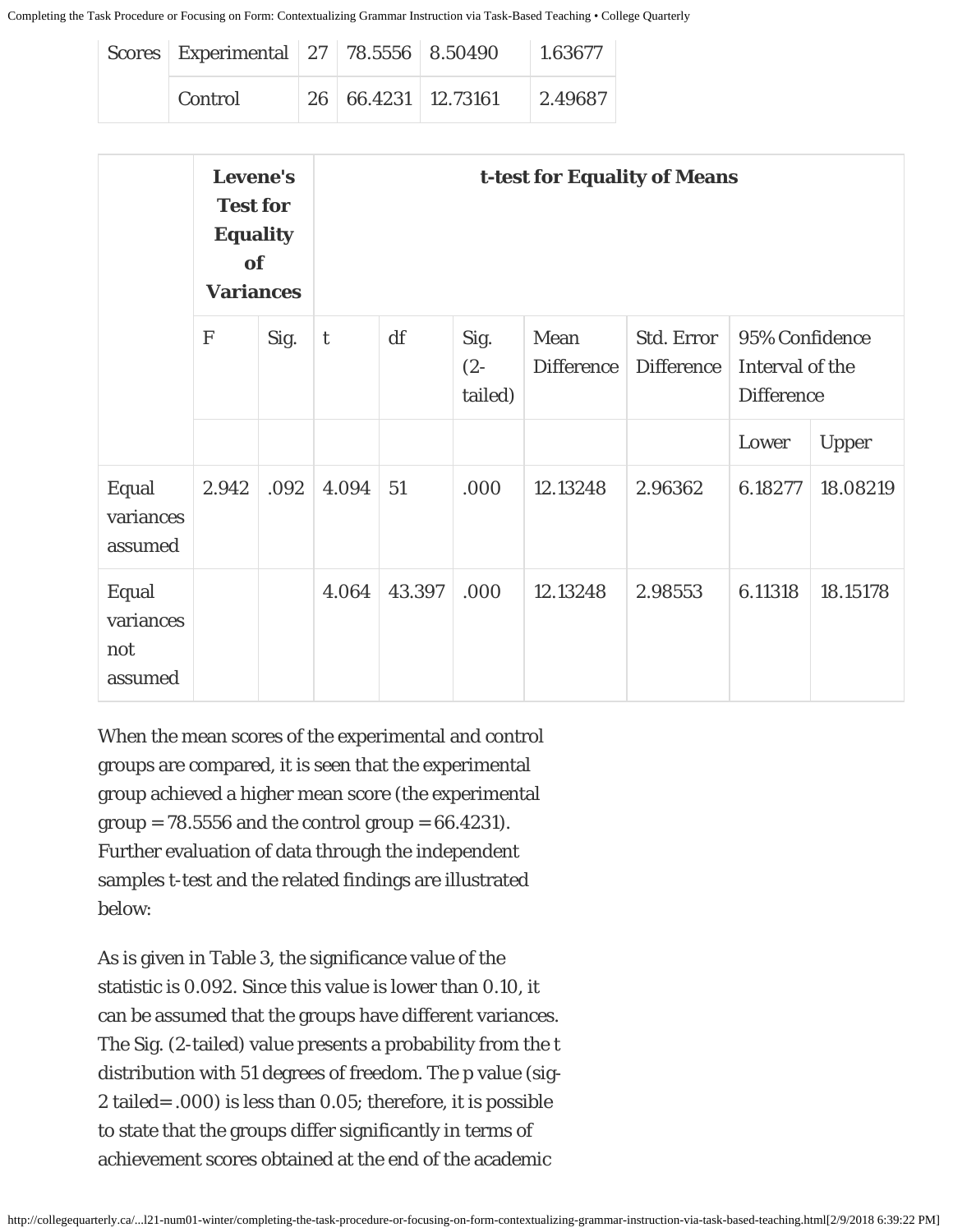| Scores | Experimental | 27 | 78.5556 | 8.50490 | 1.63677 |
|---|---|---|---|---|---|
| | Control | 26 | 66.4231 | 12.73161 | 2.49687 |

| | Levene's Test for Equality of Variances | | t-test for Equality of Means | | | | | | |
|---|---|---|---|---|---|---|---|---|---|
| | F | Sig. | t | df | Sig. (2-tailed) | Mean Difference | Std. Error Difference | 95% Confidence Interval of the Difference | |
| | | | | | | | | Lower | Upper |
| Equal variances assumed | 2.942 | .092 | 4.094 | 51 | .000 | 12.13248 | 2.96362 | 6.18277 | 18.08219 |
| Equal variances not assumed | | | 4.064 | 43.397 | .000 | 12.13248 | 2.98553 | 6.11318 | 18.15178 |

When the mean scores of the experimental and control groups are compared, it is seen that the experimental group achieved a higher mean score (the experimental group = 78.5556 and the control group = 66.4231). Further evaluation of data through the independent samples t-test and the related findings are illustrated below:

As is given in Table 3, the significance value of the statistic is 0.092. Since this value is lower than 0.10, it can be assumed that the groups have different variances. The Sig. (2-tailed) value presents a probability from the t distribution with 51 degrees of freedom. The p value (sig-2 tailed=.000) is less than 0.05; therefore, it is possible to state that the groups differ significantly in terms of achievement scores obtained at the end of the academic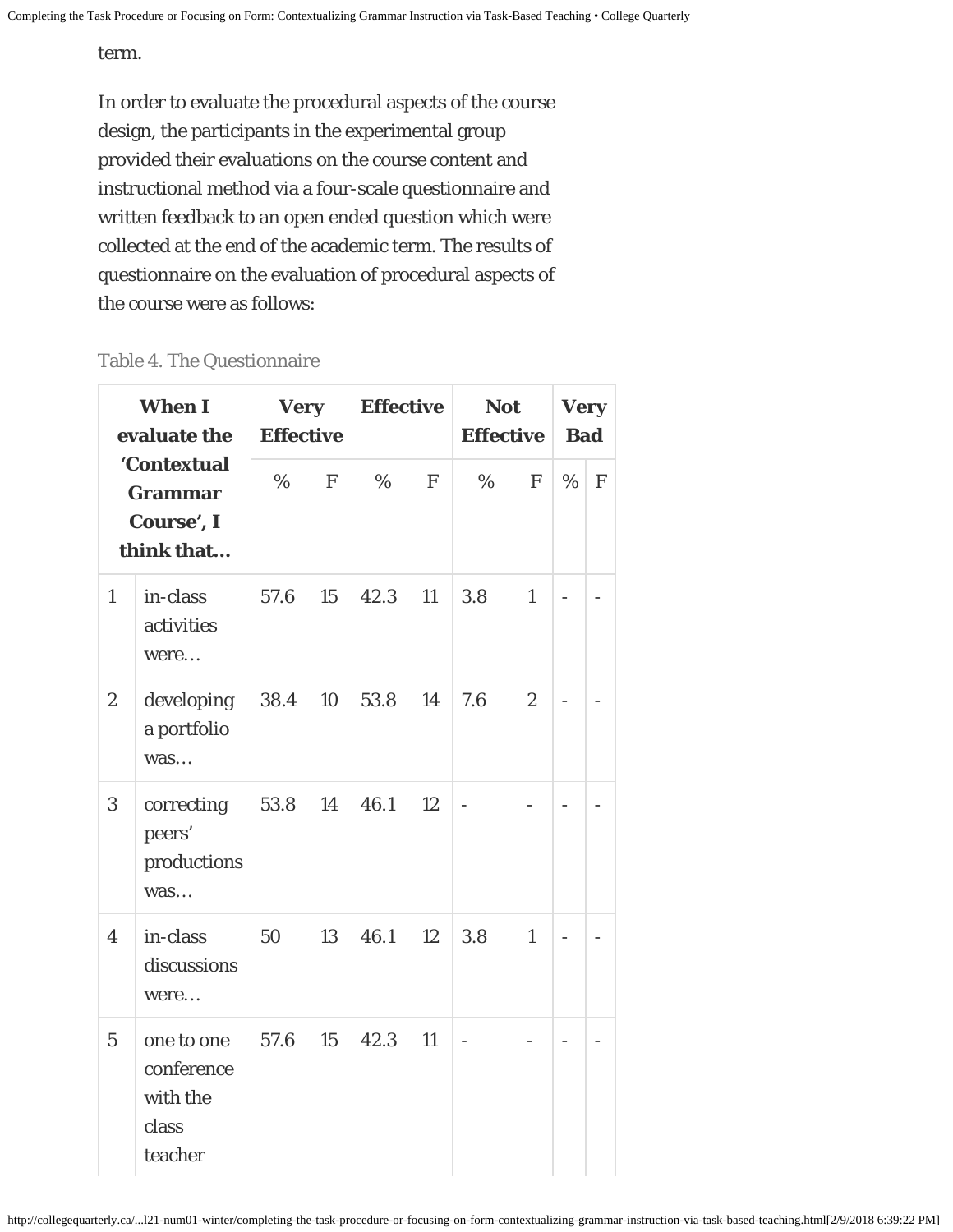term.

In order to evaluate the procedural aspects of the course design, the participants in the experimental group provided their evaluations on the course content and instructional method via a four-scale questionnaire and written feedback to an open ended question which were collected at the end of the academic term. The results of questionnaire on the evaluation of procedural aspects of the course were as follows:

Table 4. The Questionnaire

| When I evaluate the 'Contextual Grammar Course', I think that… | | Very Effective | | Effective | | Not Effective | | Very Bad | |
|---|---|---|---|---|---|---|---|---|---|
| | | % | F | % | F | % | F | % | F |
| 1 | in-class activities were… | 57.6 | 15 | 42.3 | 11 | 3.8 | 1 | - | - |
| 2 | developing a portfolio was… | 38.4 | 10 | 53.8 | 14 | 7.6 | 2 | - | - |
| 3 | correcting peers' productions was… | 53.8 | 14 | 46.1 | 12 | - | - | - | - |
| 4 | in-class discussions were… | 50 | 13 | 46.1 | 12 | 3.8 | 1 | - | - |
| 5 | one to one conference with the class teacher | 57.6 | 15 | 42.3 | 11 | - | - | - | - |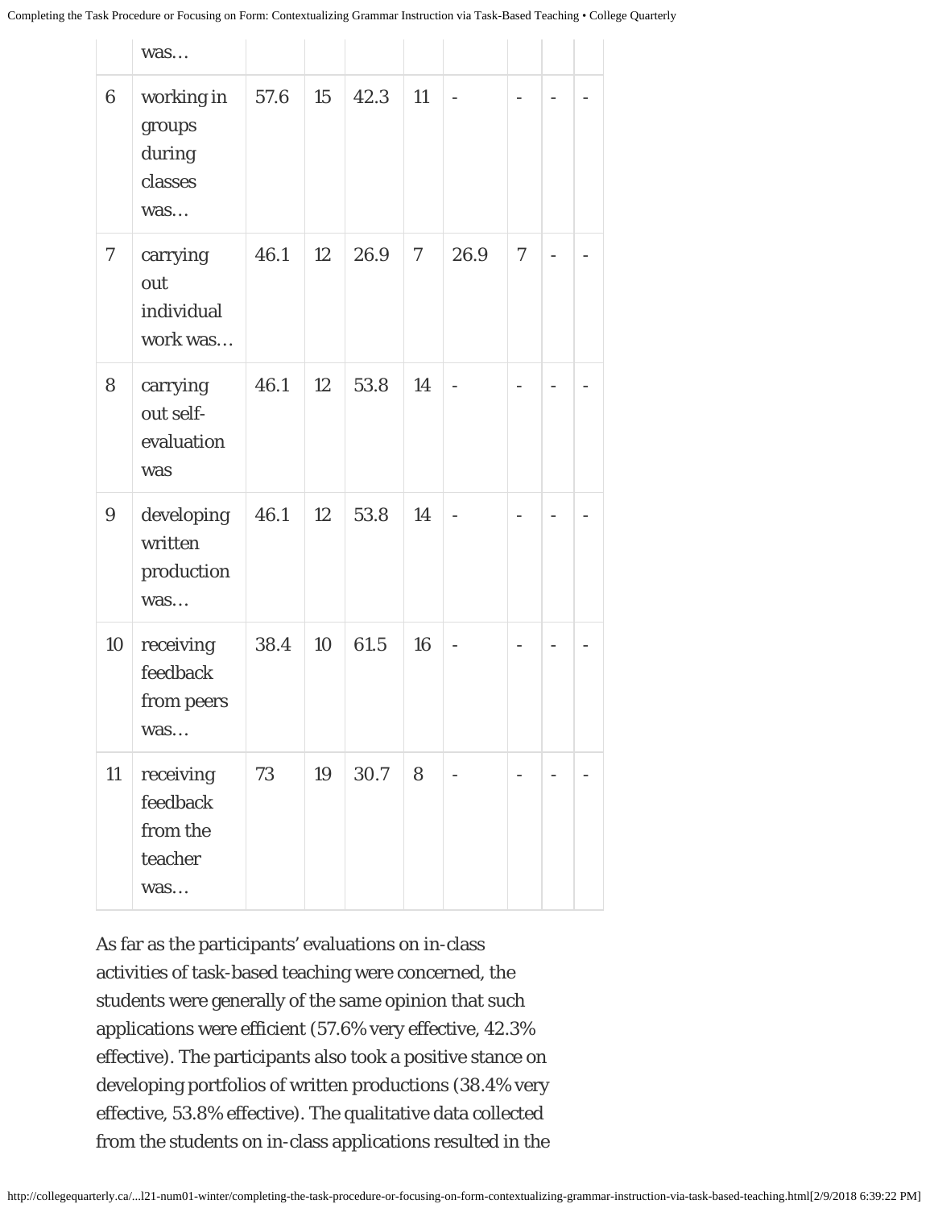| | was… | | | | | | | | |
|---|---|---|---|---|---|---|---|---|---|
| 6 | working in groups during classes was… | 57.6 | 15 | 42.3 | 11 | - | - | - | - |
| 7 | carrying out individual work was… | 46.1 | 12 | 26.9 | 7 | 26.9 | 7 | - | - |
| 8 | carrying out self-evaluation was | 46.1 | 12 | 53.8 | 14 | - | - | - | - |
| 9 | developing written production was… | 46.1 | 12 | 53.8 | 14 | - | - | - | - |
| 10 | receiving feedback from peers was… | 38.4 | 10 | 61.5 | 16 | - | - | - | - |
| 11 | receiving feedback from the teacher was… | 73 | 19 | 30.7 | 8 | - | - | - | - |

As far as the participants' evaluations on in-class activities of task-based teaching were concerned, the students were generally of the same opinion that such applications were efficient (57.6% very effective, 42.3% effective). The participants also took a positive stance on developing portfolios of written productions (38.4% very effective, 53.8% effective). The qualitative data collected from the students on in-class applications resulted in the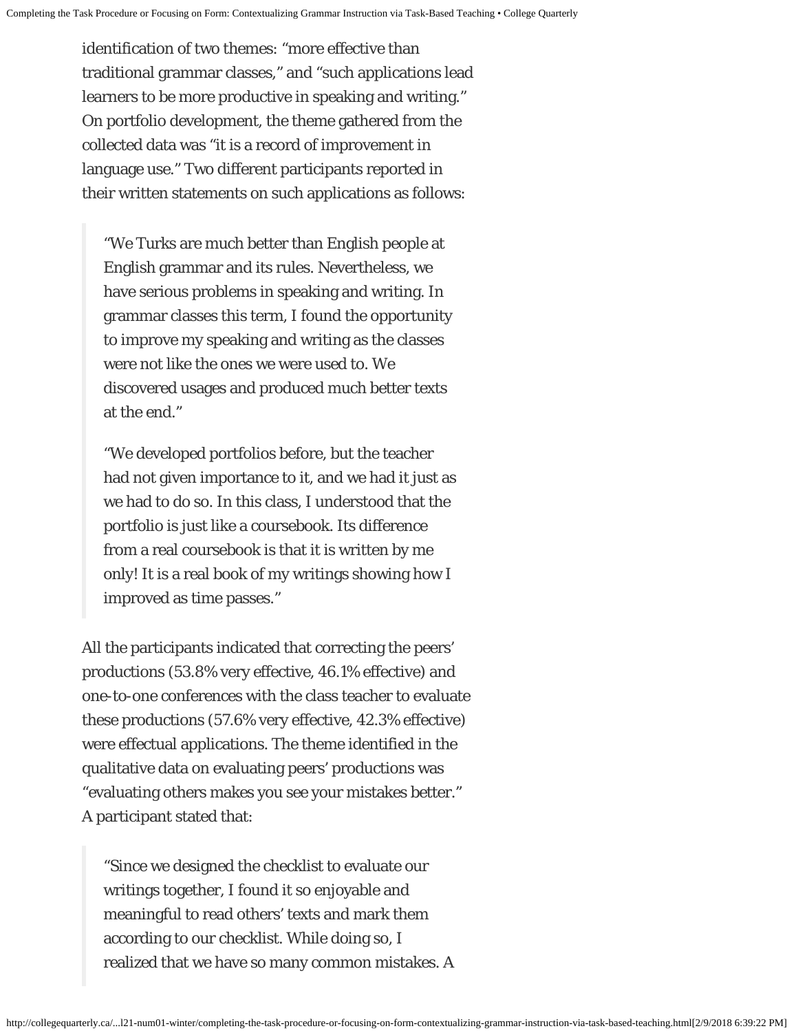identification of two themes: "more effective than traditional grammar classes," and "such applications lead learners to be more productive in speaking and writing." On portfolio development, the theme gathered from the collected data was "it is a record of improvement in language use." Two different participants reported in their written statements on such applications as follows:

> "We Turks are much better than English people at English grammar and its rules. Nevertheless, we have serious problems in speaking and writing. In grammar classes this term, I found the opportunity to improve my speaking and writing as the classes were not like the ones we were used to. We discovered usages and produced much better texts at the end."
>
> "We developed portfolios before, but the teacher had not given importance to it, and we had it just as we had to do so. In this class, I understood that the portfolio is just like a coursebook. Its difference from a real coursebook is that it is written by me only! It is a real book of my writings showing how I improved as time passes."

All the participants indicated that correcting the peers' productions (53.8% very effective, 46.1% effective) and one-to-one conferences with the class teacher to evaluate these productions (57.6% very effective, 42.3% effective) were effectual applications. The theme identified in the qualitative data on evaluating peers' productions was "evaluating others makes you see your mistakes better." A participant stated that:

> "Since we designed the checklist to evaluate our writings together, I found it so enjoyable and meaningful to read others' texts and mark them according to our checklist. While doing so, I realized that we have so many common mistakes. A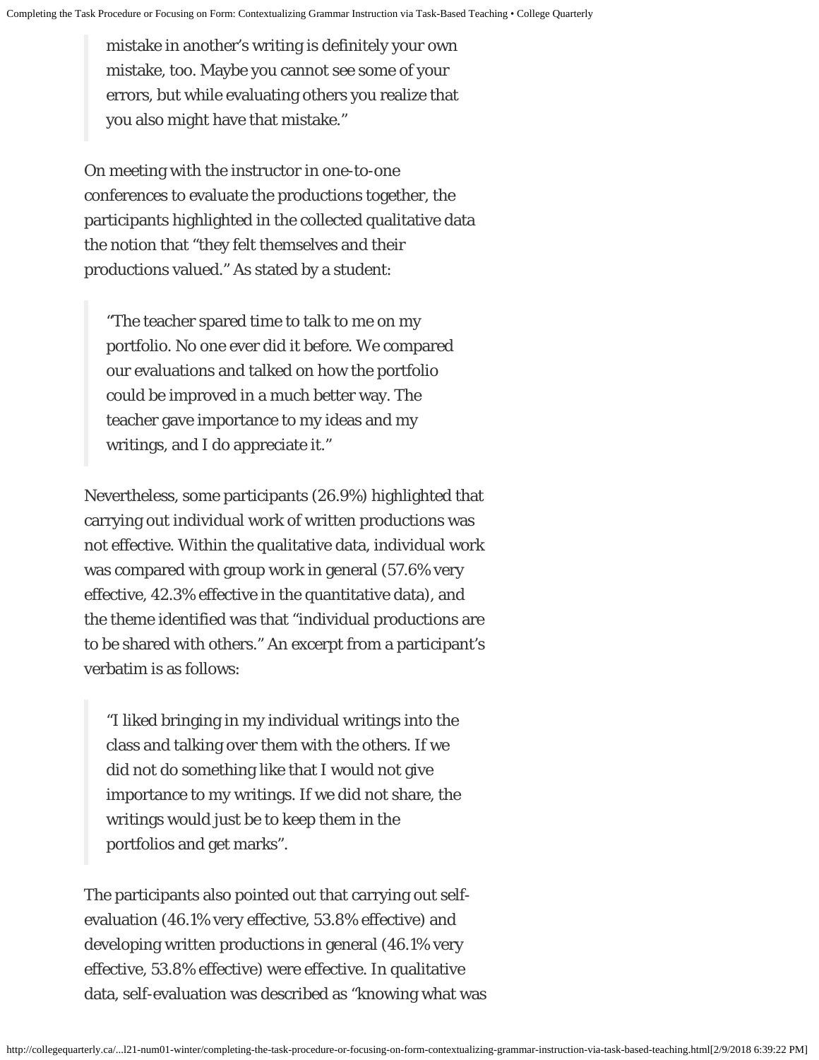> mistake in another's writing is definitely your own mistake, too. Maybe you cannot see some of your errors, but while evaluating others you realize that you also might have that mistake."

On meeting with the instructor in one-to-one conferences to evaluate the productions together, the participants highlighted in the collected qualitative data the notion that "they felt themselves and their productions valued." As stated by a student:

> "The teacher spared time to talk to me on my portfolio. No one ever did it before. We compared our evaluations and talked on how the portfolio could be improved in a much better way. The teacher gave importance to my ideas and my writings, and I do appreciate it."

Nevertheless, some participants (26.9%) highlighted that carrying out individual work of written productions was not effective. Within the qualitative data, individual work was compared with group work in general (57.6% very effective, 42.3% effective in the quantitative data), and the theme identified was that "individual productions are to be shared with others." An excerpt from a participant's verbatim is as follows:

> "I liked bringing in my individual writings into the class and talking over them with the others. If we did not do something like that I would not give importance to my writings. If we did not share, the writings would just be to keep them in the portfolios and get marks".

The participants also pointed out that carrying out self-evaluation (46.1% very effective, 53.8% effective) and developing written productions in general (46.1% very effective, 53.8% effective) were effective. In qualitative data, self-evaluation was described as "knowing what was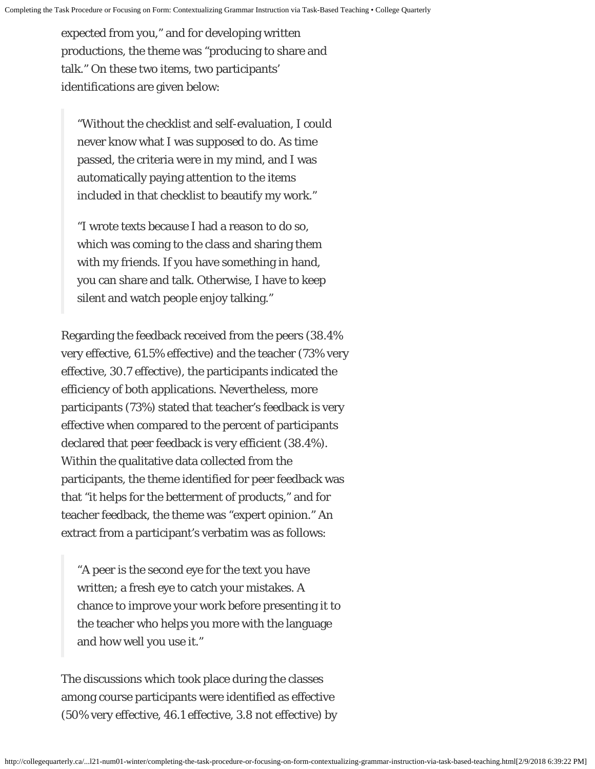expected from you," and for developing written productions, the theme was "producing to share and talk." On these two items, two participants' identifications are given below:

> "Without the checklist and self-evaluation, I could never know what I was supposed to do. As time passed, the criteria were in my mind, and I was automatically paying attention to the items included in that checklist to beautify my work."
>
> "I wrote texts because I had a reason to do so, which was coming to the class and sharing them with my friends. If you have something in hand, you can share and talk. Otherwise, I have to keep silent and watch people enjoy talking."

Regarding the feedback received from the peers (38.4% very effective, 61.5% effective) and the teacher (73% very effective, 30.7 effective), the participants indicated the efficiency of both applications. Nevertheless, more participants (73%) stated that teacher's feedback is very effective when compared to the percent of participants declared that peer feedback is very efficient (38.4%). Within the qualitative data collected from the participants, the theme identified for peer feedback was that "it helps for the betterment of products," and for teacher feedback, the theme was "expert opinion." An extract from a participant's verbatim was as follows:

> "A peer is the second eye for the text you have written; a fresh eye to catch your mistakes. A chance to improve your work before presenting it to the teacher who helps you more with the language and how well you use it."

The discussions which took place during the classes among course participants were identified as effective (50% very effective, 46.1 effective, 3.8 not effective) by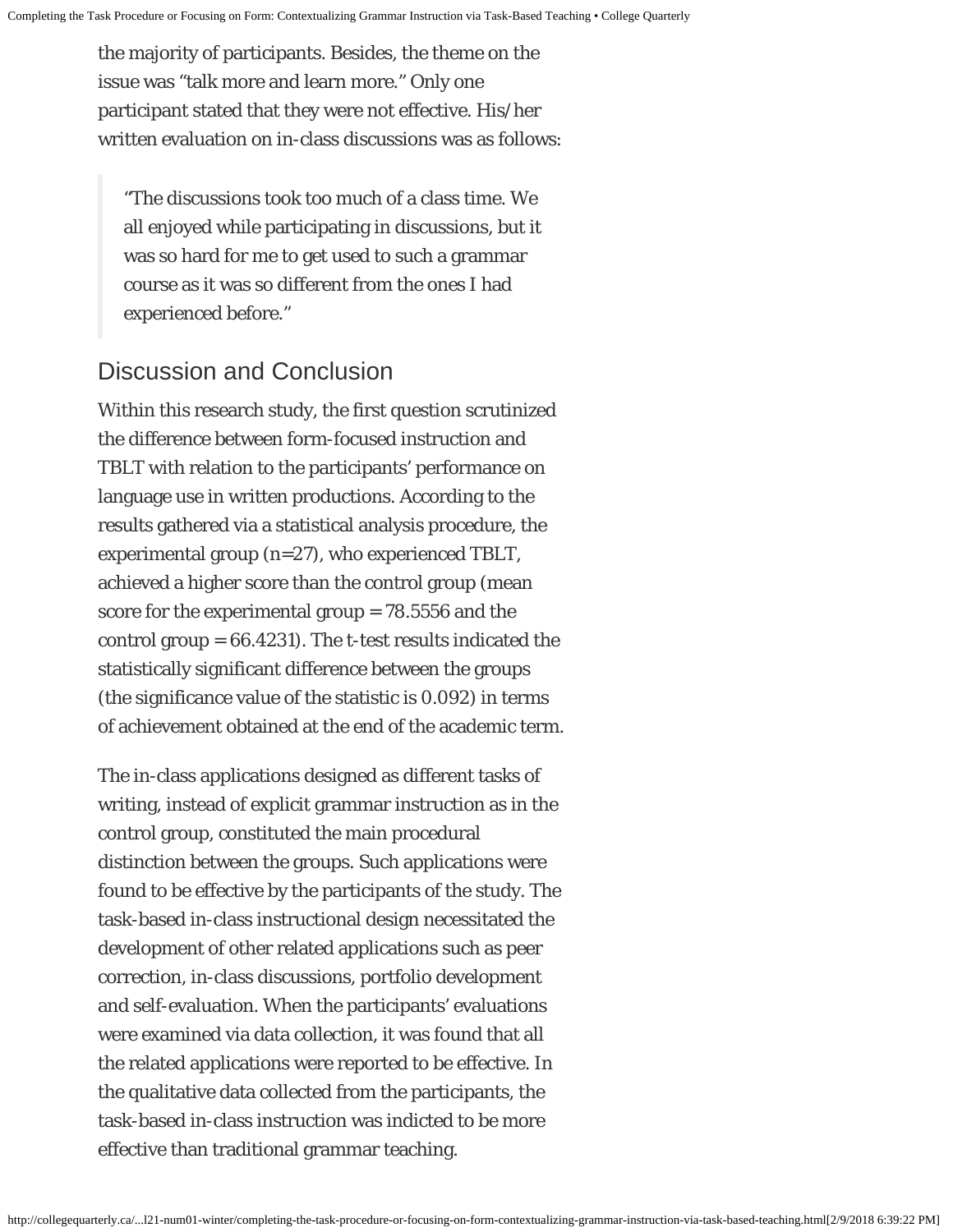the majority of participants. Besides, the theme on the issue was "talk more and learn more." Only one participant stated that they were not effective. His/her written evaluation on in-class discussions was as follows:

> "The discussions took too much of a class time. We all enjoyed while participating in discussions, but it was so hard for me to get used to such a grammar course as it was so different from the ones I had experienced before."

## Discussion and Conclusion

Within this research study, the first question scrutinized the difference between form-focused instruction and TBLT with relation to the participants' performance on language use in written productions. According to the results gathered via a statistical analysis procedure, the experimental group (n=27), who experienced TBLT, achieved a higher score than the control group (mean score for the experimental group = 78.5556 and the control group = 66.4231). The t-test results indicated the statistically significant difference between the groups (the significance value of the statistic is 0.092) in terms of achievement obtained at the end of the academic term.

The in-class applications designed as different tasks of writing, instead of explicit grammar instruction as in the control group, constituted the main procedural distinction between the groups. Such applications were found to be effective by the participants of the study. The task-based in-class instructional design necessitated the development of other related applications such as peer correction, in-class discussions, portfolio development and self-evaluation. When the participants' evaluations were examined via data collection, it was found that all the related applications were reported to be effective. In the qualitative data collected from the participants, the task-based in-class instruction was indicted to be more effective than traditional grammar teaching.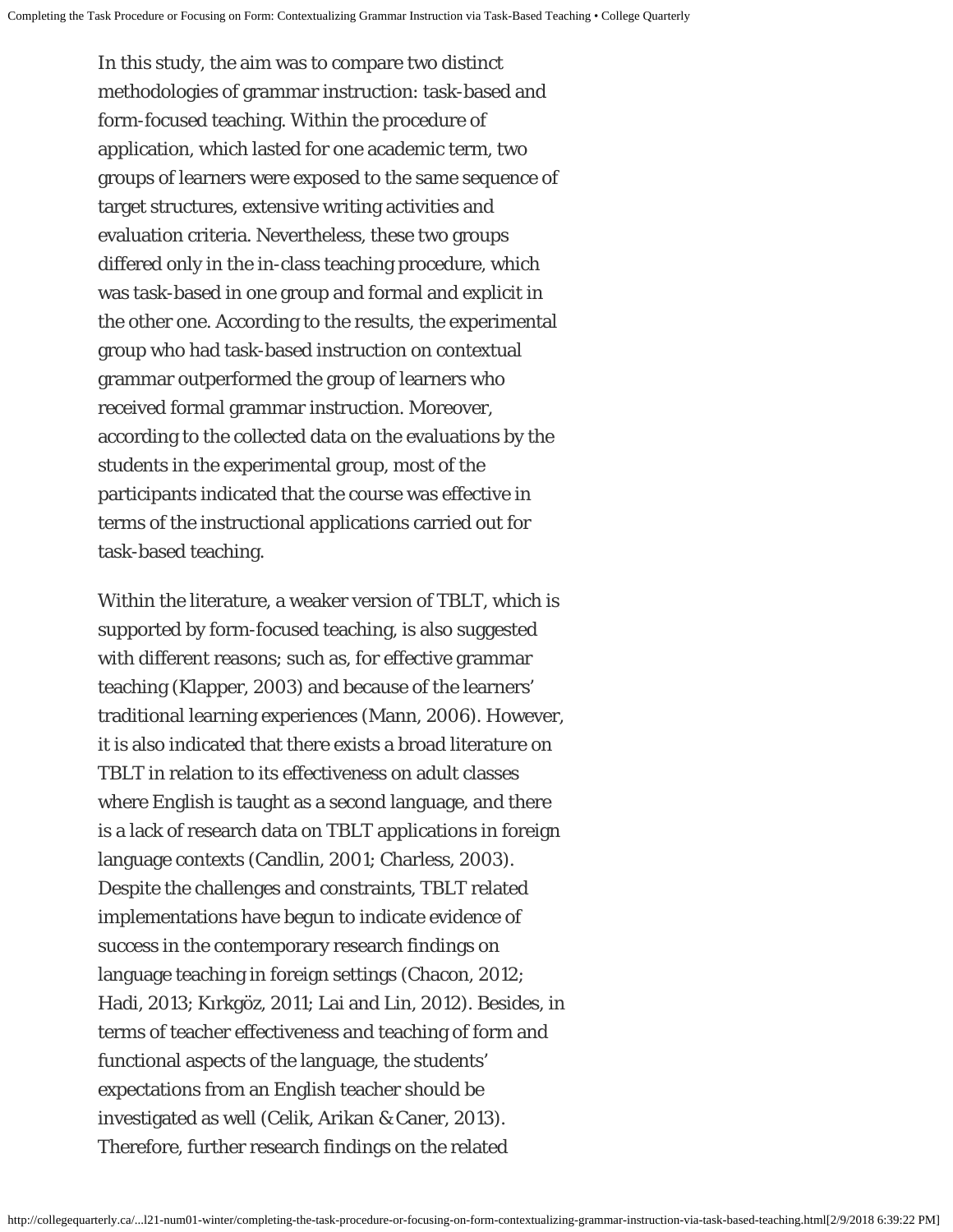In this study, the aim was to compare two distinct methodologies of grammar instruction: task-based and form-focused teaching. Within the procedure of application, which lasted for one academic term, two groups of learners were exposed to the same sequence of target structures, extensive writing activities and evaluation criteria. Nevertheless, these two groups differed only in the in-class teaching procedure, which was task-based in one group and formal and explicit in the other one. According to the results, the experimental group who had task-based instruction on contextual grammar outperformed the group of learners who received formal grammar instruction. Moreover, according to the collected data on the evaluations by the students in the experimental group, most of the participants indicated that the course was effective in terms of the instructional applications carried out for task-based teaching.

Within the literature, a weaker version of TBLT, which is supported by form-focused teaching, is also suggested with different reasons; such as, for effective grammar teaching (Klapper, 2003) and because of the learners' traditional learning experiences (Mann, 2006). However, it is also indicated that there exists a broad literature on TBLT in relation to its effectiveness on adult classes where English is taught as a second language, and there is a lack of research data on TBLT applications in foreign language contexts (Candlin, 2001; Charless, 2003). Despite the challenges and constraints, TBLT related implementations have begun to indicate evidence of success in the contemporary research findings on language teaching in foreign settings (Chacon, 2012; Hadi, 2013; Kırkgöz, 2011; Lai and Lin, 2012). Besides, in terms of teacher effectiveness and teaching of form and functional aspects of the language, the students' expectations from an English teacher should be investigated as well (Celik, Arikan & Caner, 2013). Therefore, further research findings on the related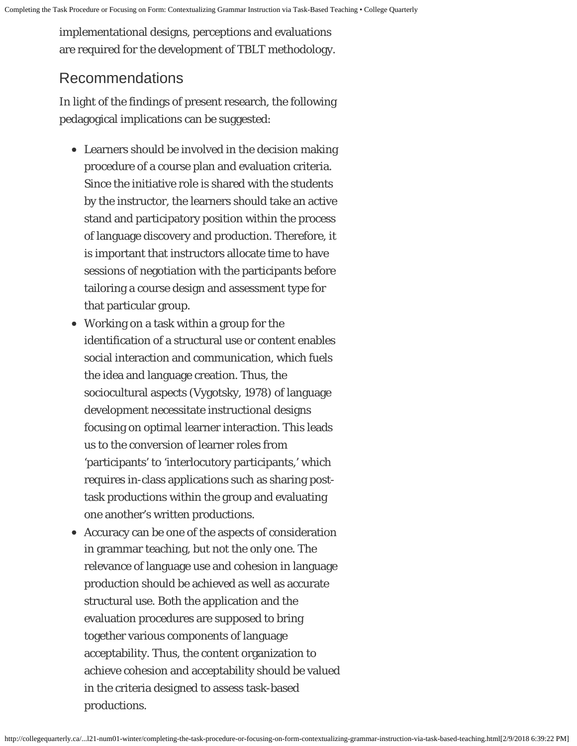implementational designs, perceptions and evaluations are required for the development of TBLT methodology.

## Recommendations

In light of the findings of present research, the following pedagogical implications can be suggested:

- Learners should be involved in the decision making procedure of a course plan and evaluation criteria. Since the initiative role is shared with the students by the instructor, the learners should take an active stand and participatory position within the process of language discovery and production. Therefore, it is important that instructors allocate time to have sessions of negotiation with the participants before tailoring a course design and assessment type for that particular group.
- Working on a task within a group for the identification of a structural use or content enables social interaction and communication, which fuels the idea and language creation. Thus, the sociocultural aspects (Vygotsky, 1978) of language development necessitate instructional designs focusing on optimal learner interaction. This leads us to the conversion of learner roles from 'participants' to 'interlocutory participants,' which requires in-class applications such as sharing post-task productions within the group and evaluating one another's written productions.
- Accuracy can be one of the aspects of consideration in grammar teaching, but not the only one. The relevance of language use and cohesion in language production should be achieved as well as accurate structural use. Both the application and the evaluation procedures are supposed to bring together various components of language acceptability. Thus, the content organization to achieve cohesion and acceptability should be valued in the criteria designed to assess task-based productions.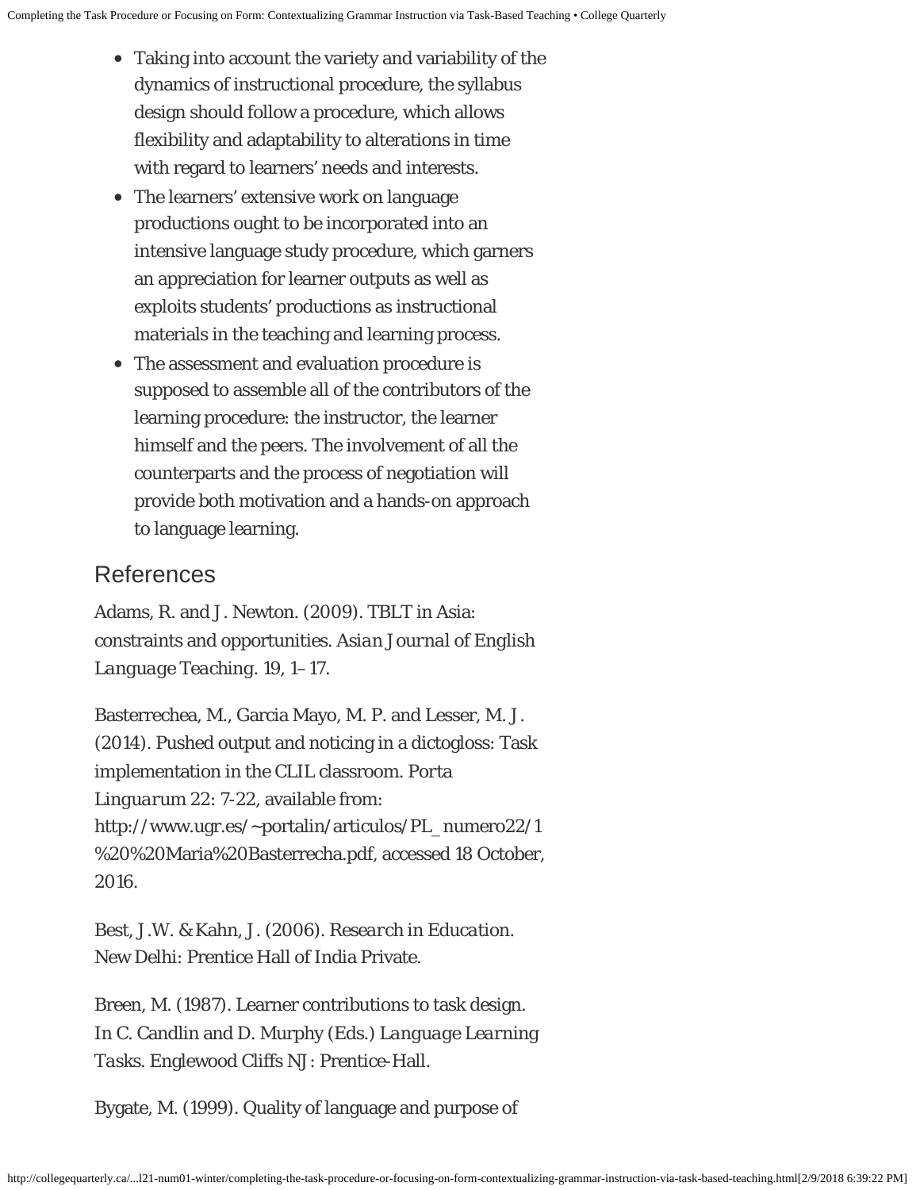- Taking into account the variety and variability of the dynamics of instructional procedure, the syllabus design should follow a procedure, which allows flexibility and adaptability to alterations in time with regard to learners' needs and interests.
- The learners' extensive work on language productions ought to be incorporated into an intensive language study procedure, which garners an appreciation for learner outputs as well as exploits students' productions as instructional materials in the teaching and learning process.
- The assessment and evaluation procedure is supposed to assemble all of the contributors of the learning procedure: the instructor, the learner himself and the peers. The involvement of all the counterparts and the process of negotiation will provide both motivation and a hands-on approach to language learning.

## References

Adams, R. and J. Newton. (2009). TBLT in Asia: constraints and opportunities. *Asian Journal of English Language Teaching*. 19, 1–17.

Basterrechea, M., Garcia Mayo, M. P. and Lesser, M. J. (2014). Pushed output and noticing in a dictogloss: Task implementation in the CLIL classroom. *Porta Linguarum* 22: 7-22, available from: http://www.ugr.es/~portalin/articulos/PL_numero22/1%20%20Maria%20Basterrecha.pdf, accessed 18 October, 2016.

Best, J.W. & Kahn, J. (2006). *Research in Education*. New Delhi: Prentice Hall of India Private.

Breen, M. (1987). Learner contributions to task design. In C. Candlin and D. Murphy (Eds.) *Language Learning Tasks*. Englewood Cliffs NJ: Prentice-Hall.

Bygate, M. (1999). Quality of language and purpose of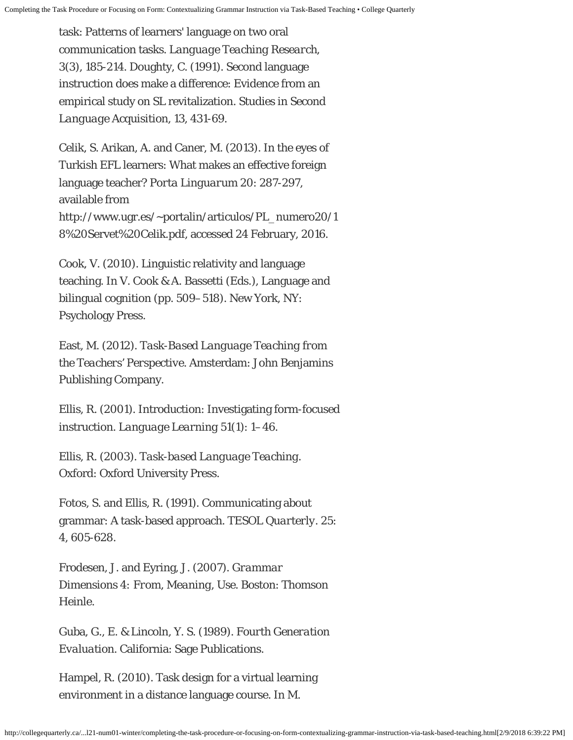task: Patterns of learners' language on two oral communication tasks. *Language Teaching Research*, 3(3), 185-214. Doughty, C. (1991). Second language instruction does make a difference: Evidence from an empirical study on SL revitalization. Studies in Second *Language* Acquisition, 13, 431-69.

Celik, S. Arikan, A. and Caner, M. (2013). In the eyes of Turkish EFL learners: What makes an effective foreign language teacher? Porta *Linguarum* 20: 287-297, available from http://www.ugr.es/~portalin/articulos/PL_numero20/18%20Servet%20Celik.pdf, accessed 24 February, 2016.

Cook, V. (2010). Linguistic relativity and language teaching. In V. Cook & A. Bassetti (Eds.), Language and bilingual cognition (pp. 509–518). New York, NY: Psychology Press.

East, M. (2012). *Task-Based Language Teaching from the Teachers' Perspective*. Amsterdam: John Benjamins Publishing Company.

Ellis, R. (2001). Introduction: Investigating form-focused instruction. *Language Learning* 51(1): 1–46.

Ellis, R. (2003). *Task-based Language Teaching*. Oxford: Oxford University Press.

Fotos, S. and Ellis, R. (1991). Communicating about grammar: A task-based approach. TESOL *Quarterly*. 25: 4, 605-628.

Frodesen, J. and Eyring, J. (2007). *Grammar Dimensions 4: From, Meaning, Use*. Boston: Thomson Heinle.

Guba, G., E. & Lincoln, Y. S. (1989). *Fourth Generation Evaluation*. California: Sage Publications.

Hampel, R. (2010). Task design for a virtual learning environment in a distance language course. In M.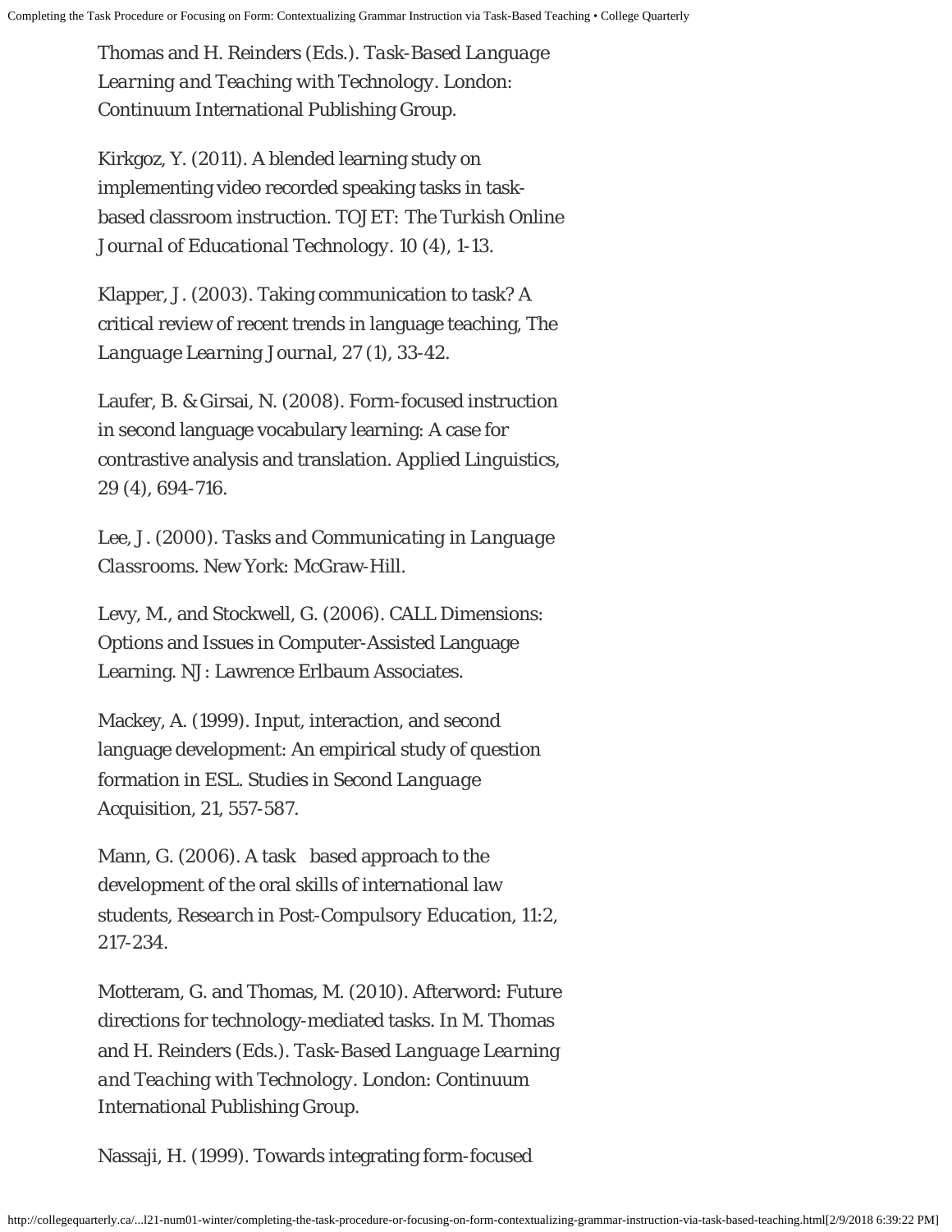Thomas and H. Reinders (Eds.). *Task-Based Language Learning and Teaching with Technology*. London: Continuum International Publishing Group.

Kirkgoz, Y. (2011). A blended learning study on implementing video recorded speaking tasks in task-based classroom instruction. TOJET: *The Turkish Online Journal of Educational Technology*. 10 (4), 1-13.

Klapper, J. (2003). Taking communication to task? A critical review of recent trends in language teaching, *The Language Learning Journal*, 27 (1), 33-42.

Laufer, B. & Girsai, N. (2008). Form-focused instruction in second language vocabulary learning: A case for contrastive analysis and translation. Applied Linguistics, 29 (4), 694-716.

Lee, J. (2000). *Tasks and Communicating in Language Classrooms*. New York: McGraw-Hill.

Levy, M., and Stockwell, G. (2006). CALL Dimensions: Options and Issues in Computer-Assisted Language Learning. NJ: Lawrence Erlbaum Associates.

Mackey, A. (1999). Input, interaction, and second language development: An empirical study of question formation in ESL. *Studies in Second Language Acquisition*, 21, 557-587.

Mann, G. (2006). A task based approach to the development of the oral skills of international law students, *Research in Post-Compulsory Education*, 11:2, 217-234.

Motteram, G. and Thomas, M. (2010). Afterword: Future directions for technology-mediated tasks. In M. Thomas and H. Reinders (Eds.). *Task-Based Language Learning and Teaching with Technology*. London: Continuum International Publishing Group.

Nassaji, H. (1999). Towards integrating form-focused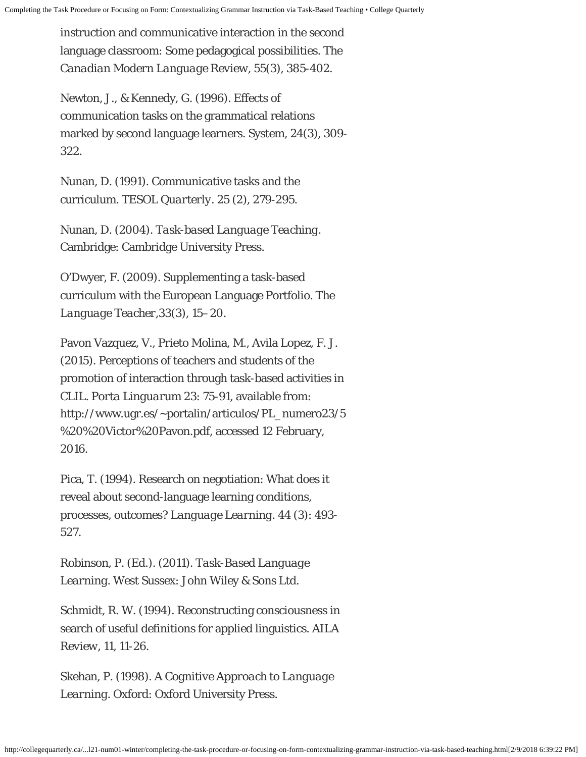instruction and communicative interaction in the second language classroom: Some pedagogical possibilities. The *Canadian Modern Language Review*, 55(3), 385-402.

Newton, J., & Kennedy, G. (1996). Effects of communication tasks on the grammatical relations marked by second language learners. System, 24(3), 309-322.

Nunan, D. (1991). Communicative tasks and the curriculum. *TESOL Quarterly*. 25 (2), 279-295.

Nunan, D. (2004). *Task-based Language Teaching*. Cambridge: Cambridge University Press.

O'Dwyer, F. (2009). Supplementing a task-based curriculum with the European Language Portfolio. The *Language Teacher*,33(3), 15–20.

Pavon Vazquez, V., Prieto Molina, M., Avila Lopez, F. J. (2015). Perceptions of teachers and students of the promotion of interaction through task-based activities in CLIL. *Porta Linguarum* 23: 75-91, available from: http://www.ugr.es/~portalin/articulos/PL_numero23/5%20%20Victor%20Pavon.pdf, accessed 12 February, 2016.

Pica, T. (1994). Research on negotiation: What does it reveal about second-language learning conditions, processes, outcomes? *Language Learning*. 44 (3): 493-527.

Robinson, P. (Ed.). (2011). *Task-Based Language Learning*. West Sussex: John Wiley & Sons Ltd.

Schmidt, R. W. (1994). Reconstructing consciousness in search of useful definitions for applied linguistics. AILA Review, 11, 11-26.

Skehan, P. (1998). *A Cognitive Approach to Language Learning*. Oxford: Oxford University Press.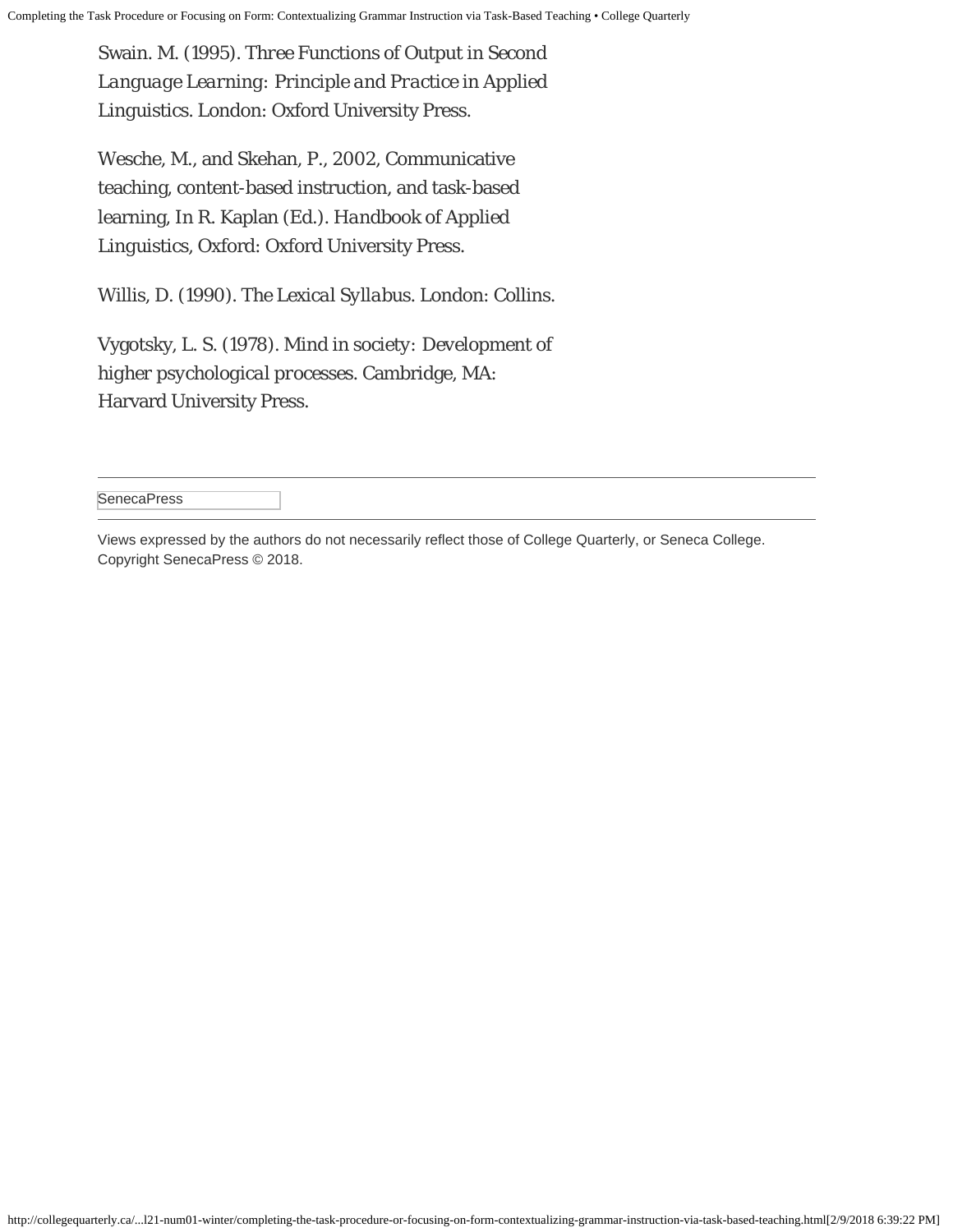Swain. M. (1995). *Three Functions of Output in Second Language Learning: Principle and Practice in Applied Linguistics*. London: Oxford University Press.

Wesche, M., and Skehan, P., 2002, Communicative teaching, content-based instruction, and task-based learning, In R. Kaplan (Ed.). *Handbook of Applied Linguistics*, Oxford: Oxford University Press.

Willis, D. (1990). *The Lexical Syllabus*. London: Collins.

Vygotsky, L. S. (1978). *Mind in society: Development of higher psychological processes*. Cambridge, MA: Harvard University Press.

---

SenecaPress

---

Views expressed by the authors do not necessarily reflect those of College Quarterly, or Seneca College.
Copyright SenecaPress © 2018.